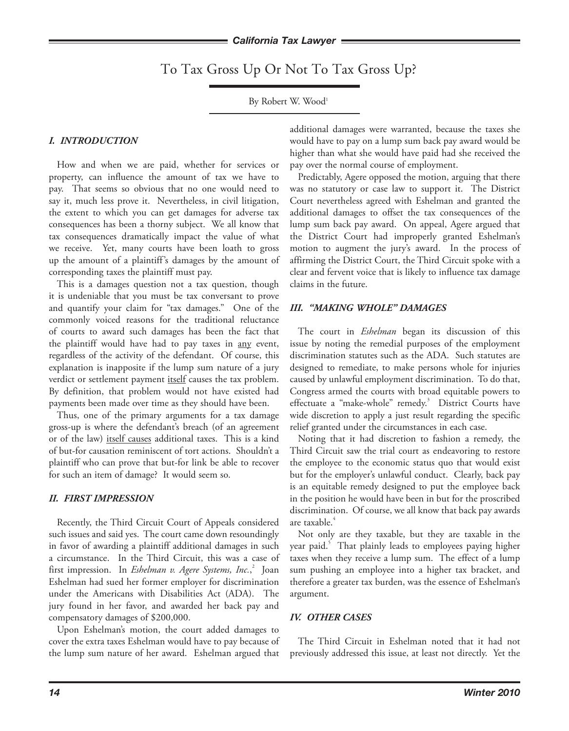# To Tax Gross Up Or Not To Tax Gross Up?

By Robert W. Wood[1]

## *I. INTRODUCTION*

How and when we are paid, whether for services or property, can influence the amount of tax we have to pay. That seems so obvious that no one would need to say it, much less prove it. Nevertheless, in civil litigation, the extent to which you can get damages for adverse tax consequences has been a thorny subject. We all know that tax consequences dramatically impact the value of what we receive. Yet, many courts have been loath to gross up the amount of a plaintiff's damages by the amount of corresponding taxes the plaintiff must pay.

This is a damages question not a tax question, though it is undeniable that you must be tax conversant to prove and quantify your claim for "tax damages." One of the commonly voiced reasons for the traditional reluctance of courts to award such damages has been the fact that the plaintiff would have had to pay taxes in any event, regardless of the activity of the defendant. Of course, this explanation is inapposite if the lump sum nature of a jury verdict or settlement payment itself causes the tax problem. By definition, that problem would not have existed had payments been made over time as they should have been.

Thus, one of the primary arguments for a tax damage gross-up is where the defendant's breach (of an agreement or of the law) itself causes additional taxes. This is a kind of but-for causation reminiscent of tort actions. Shouldn't a plaintiff who can prove that but-for link be able to recover for such an item of damage? It would seem so.

## *II. FIRST IMPRESSION*

Recently, the Third Circuit Court of Appeals considered such issues and said yes. The court came down resoundingly in favor of awarding a plaintiff additional damages in such a circumstance. In the Third Circuit, this was a case of first impression. In *Eshelman v. Agere Systems, Inc.*,[2] Joan Eshelman had sued her former employer for discrimination under the Americans with Disabilities Act (ADA). The jury found in her favor, and awarded her back pay and compensatory damages of $200,000.

Upon Eshelman's motion, the court added damages to cover the extra taxes Eshelman would have to pay because of the lump sum nature of her award. Eshelman argued that additional damages were warranted, because the taxes she would have to pay on a lump sum back pay award would be higher than what she would have paid had she received the pay over the normal course of employment.

Predictably, Agere opposed the motion, arguing that there was no statutory or case law to support it. The District Court nevertheless agreed with Eshelman and granted the additional damages to offset the tax consequences of the lump sum back pay award. On appeal, Agere argued that the District Court had improperly granted Eshelman's motion to augment the jury's award. In the process of affirming the District Court, the Third Circuit spoke with a clear and fervent voice that is likely to influence tax damage claims in the future.

## *III. "MAKING WHOLE" DAMAGES*

The court in *Eshelman* began its discussion of this issue by noting the remedial purposes of the employment discrimination statutes such as the ADA. Such statutes are designed to remediate, to make persons whole for injuries caused by unlawful employment discrimination. To do that, Congress armed the courts with broad equitable powers to effectuate a "make-whole" remedy.[3] District Courts have wide discretion to apply a just result regarding the specific relief granted under the circumstances in each case.

Noting that it had discretion to fashion a remedy, the Third Circuit saw the trial court as endeavoring to restore the employee to the economic status quo that would exist but for the employer's unlawful conduct. Clearly, back pay is an equitable remedy designed to put the employee back in the position he would have been in but for the proscribed discrimination. Of course, we all know that back pay awards are taxable.[4]

Not only are they taxable, but they are taxable in the year paid.[5] That plainly leads to employees paying higher taxes when they receive a lump sum. The effect of a lump sum pushing an employee into a higher tax bracket, and therefore a greater tax burden, was the essence of Eshelman's argument.

## *IV. OTHER CASES*

The Third Circuit in Eshelman noted that it had not previously addressed this issue, at least not directly. Yet the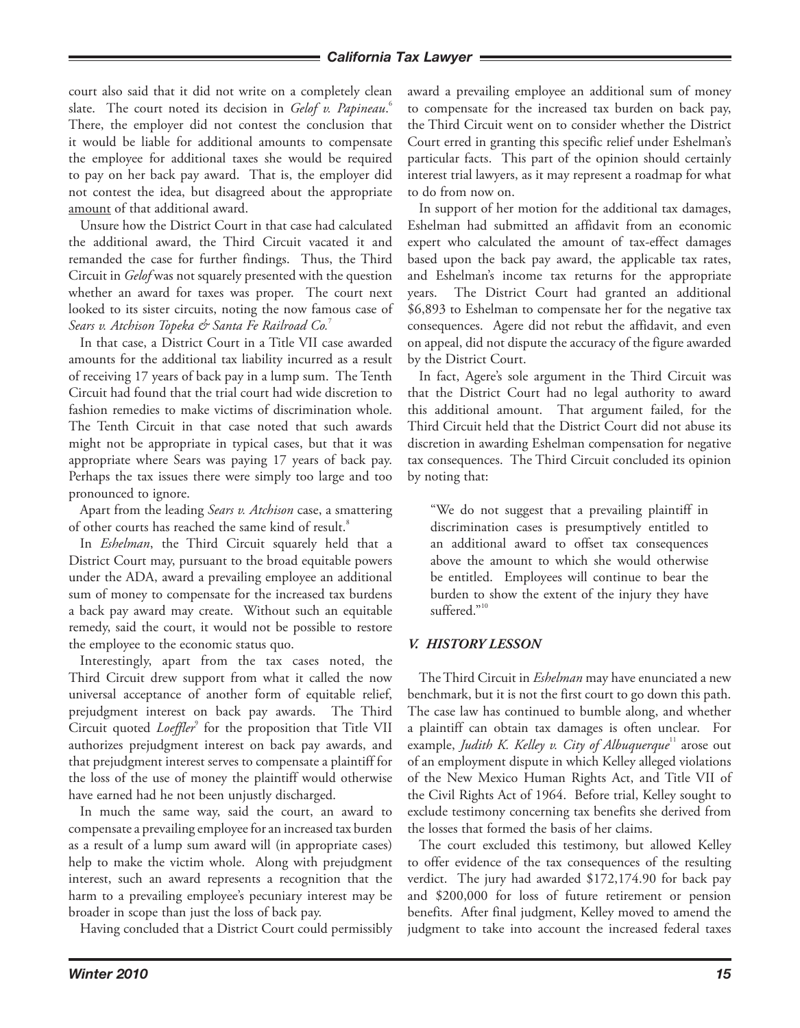court also said that it did not write on a completely clean slate. The court noted its decision in *Gelof v. Papineau*.[6] There, the employer did not contest the conclusion that it would be liable for additional amounts to compensate the employee for additional taxes she would be required to pay on her back pay award. That is, the employer did not contest the idea, but disagreed about the appropriate amount of that additional award.

Unsure how the District Court in that case had calculated the additional award, the Third Circuit vacated it and remanded the case for further findings. Thus, the Third Circuit in *Gelof* was not squarely presented with the question whether an award for taxes was proper. The court next looked to its sister circuits, noting the now famous case of *Sears v. Atchison Topeka & Santa Fe Railroad Co.*[7]

In that case, a District Court in a Title VII case awarded amounts for the additional tax liability incurred as a result of receiving 17 years of back pay in a lump sum. The Tenth Circuit had found that the trial court had wide discretion to fashion remedies to make victims of discrimination whole. The Tenth Circuit in that case noted that such awards might not be appropriate in typical cases, but that it was appropriate where Sears was paying 17 years of back pay. Perhaps the tax issues there were simply too large and too pronounced to ignore.

Apart from the leading *Sears v. Atchison* case, a smattering of other courts has reached the same kind of result.[8]

In *Eshelman*, the Third Circuit squarely held that a District Court may, pursuant to the broad equitable powers under the ADA, award a prevailing employee an additional sum of money to compensate for the increased tax burdens a back pay award may create. Without such an equitable remedy, said the court, it would not be possible to restore the employee to the economic status quo.

Interestingly, apart from the tax cases noted, the Third Circuit drew support from what it called the now universal acceptance of another form of equitable relief, prejudgment interest on back pay awards. The Third Circuit quoted *Loeffler*[9] for the proposition that Title VII authorizes prejudgment interest on back pay awards, and that prejudgment interest serves to compensate a plaintiff for the loss of the use of money the plaintiff would otherwise have earned had he not been unjustly discharged.

In much the same way, said the court, an award to compensate a prevailing employee for an increased tax burden as a result of a lump sum award will (in appropriate cases) help to make the victim whole. Along with prejudgment interest, such an award represents a recognition that the harm to a prevailing employee's pecuniary interest may be broader in scope than just the loss of back pay.

Having concluded that a District Court could permissibly award a prevailing employee an additional sum of money to compensate for the increased tax burden on back pay, the Third Circuit went on to consider whether the District Court erred in granting this specific relief under Eshelman's particular facts. This part of the opinion should certainly interest trial lawyers, as it may represent a roadmap for what to do from now on.

In support of her motion for the additional tax damages, Eshelman had submitted an affidavit from an economic expert who calculated the amount of tax-effect damages based upon the back pay award, the applicable tax rates, and Eshelman's income tax returns for the appropriate years. The District Court had granted an additional \$6,893 to Eshelman to compensate her for the negative tax consequences. Agere did not rebut the affidavit, and even on appeal, did not dispute the accuracy of the figure awarded by the District Court.

In fact, Agere's sole argument in the Third Circuit was that the District Court had no legal authority to award this additional amount. That argument failed, for the Third Circuit held that the District Court did not abuse its discretion in awarding Eshelman compensation for negative tax consequences. The Third Circuit concluded its opinion by noting that:

> "We do not suggest that a prevailing plaintiff in discrimination cases is presumptively entitled to an additional award to offset tax consequences above the amount to which she would otherwise be entitled. Employees will continue to bear the burden to show the extent of the injury they have suffered."[10]

### *V. HISTORY LESSON*

The Third Circuit in *Eshelman* may have enunciated a new benchmark, but it is not the first court to go down this path. The case law has continued to bumble along, and whether a plaintiff can obtain tax damages is often unclear. For example, *Judith K. Kelley v. City of Albuquerque*[11] arose out of an employment dispute in which Kelley alleged violations of the New Mexico Human Rights Act, and Title VII of the Civil Rights Act of 1964. Before trial, Kelley sought to exclude testimony concerning tax benefits she derived from the losses that formed the basis of her claims.

The court excluded this testimony, but allowed Kelley to offer evidence of the tax consequences of the resulting verdict. The jury had awarded \$172,174.90 for back pay and \$200,000 for loss of future retirement or pension benefits. After final judgment, Kelley moved to amend the judgment to take into account the increased federal taxes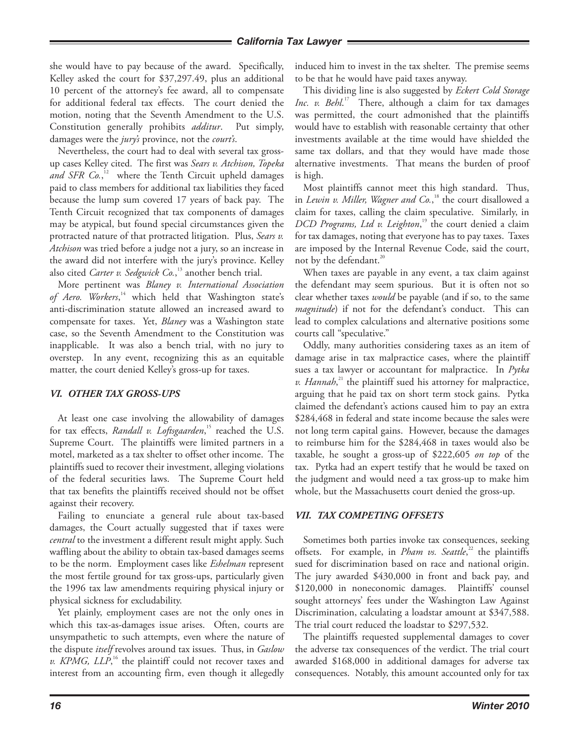she would have to pay because of the award. Specifically, Kelley asked the court for $37,297.49, plus an additional 10 percent of the attorney's fee award, all to compensate for additional federal tax effects. The court denied the motion, noting that the Seventh Amendment to the U.S. Constitution generally prohibits *additur*. Put simply, damages were the *jury's* province, not the *court's*.

Nevertheless, the court had to deal with several tax gross-up cases Kelley cited. The first was *Sears v. Atchison, Topeka and SFR Co.*,[12] where the Tenth Circuit upheld damages paid to class members for additional tax liabilities they faced because the lump sum covered 17 years of back pay. The Tenth Circuit recognized that tax components of damages may be atypical, but found special circumstances given the protracted nature of that protracted litigation. Plus, *Sears v. Atchison* was tried before a judge not a jury, so an increase in the award did not interfere with the jury's province. Kelley also cited *Carter v. Sedgwick Co.*,[13] another bench trial.

More pertinent was *Blaney v. International Association of Aero. Workers*,[14] which held that Washington state's anti-discrimination statute allowed an increased award to compensate for taxes. Yet, *Blaney* was a Washington state case, so the Seventh Amendment to the Constitution was inapplicable. It was also a bench trial, with no jury to overstep. In any event, recognizing this as an equitable matter, the court denied Kelley's gross-up for taxes.

## VI. OTHER TAX GROSS-UPS

At least one case involving the allowability of damages for tax effects, *Randall v. Loftsgaarden*,[15] reached the U.S. Supreme Court. The plaintiffs were limited partners in a motel, marketed as a tax shelter to offset other income. The plaintiffs sued to recover their investment, alleging violations of the federal securities laws. The Supreme Court held that tax benefits the plaintiffs received should not be offset against their recovery.

Failing to enunciate a general rule about tax-based damages, the Court actually suggested that if taxes were *central* to the investment a different result might apply. Such waffling about the ability to obtain tax-based damages seems to be the norm. Employment cases like *Eshelman* represent the most fertile ground for tax gross-ups, particularly given the 1996 tax law amendments requiring physical injury or physical sickness for excludability.

Yet plainly, employment cases are not the only ones in which this tax-as-damages issue arises. Often, courts are unsympathetic to such attempts, even where the nature of the dispute *itself* revolves around tax issues. Thus, in *Gaslow v. KPMG, LLP*,[16] the plaintiff could not recover taxes and interest from an accounting firm, even though it allegedly induced him to invest in the tax shelter. The premise seems to be that he would have paid taxes anyway.

This dividing line is also suggested by *Eckert Cold Storage Inc. v. Behl*.[17] There, although a claim for tax damages was permitted, the court admonished that the plaintiffs would have to establish with reasonable certainty that other investments available at the time would have shielded the same tax dollars, and that they would have made those alternative investments. That means the burden of proof is high.

Most plaintiffs cannot meet this high standard. Thus, in *Lewin v. Miller, Wagner and Co.*,[18] the court disallowed a claim for taxes, calling the claim speculative. Similarly, in *DCD Programs, Ltd v. Leighton*,[19] the court denied a claim for tax damages, noting that everyone has to pay taxes. Taxes are imposed by the Internal Revenue Code, said the court, not by the defendant.[20]

When taxes are payable in any event, a tax claim against the defendant may seem spurious. But it is often not so clear whether taxes *would* be payable (and if so, to the same *magnitude*) if not for the defendant's conduct. This can lead to complex calculations and alternative positions some courts call "speculative."

Oddly, many authorities considering taxes as an item of damage arise in tax malpractice cases, where the plaintiff sues a tax lawyer or accountant for malpractice. In *Pytka v. Hannah*,[21] the plaintiff sued his attorney for malpractice, arguing that he paid tax on short term stock gains. Pytka claimed the defendant's actions caused him to pay an extra $284,468 in federal and state income because the sales were not long term capital gains. However, because the damages to reimburse him for the $284,468 in taxes would also be taxable, he sought a gross-up of $222,605 *on top* of the tax. Pytka had an expert testify that he would be taxed on the judgment and would need a tax gross-up to make him whole, but the Massachusetts court denied the gross-up.

## VII. TAX COMPETING OFFSETS

Sometimes both parties invoke tax consequences, seeking offsets. For example, in *Pham vs. Seattle*,[22] the plaintiffs sued for discrimination based on race and national origin. The jury awarded $430,000 in front and back pay, and $120,000 in noneconomic damages. Plaintiffs' counsel sought attorneys' fees under the Washington Law Against Discrimination, calculating a loadstar amount at $347,588. The trial court reduced the loadstar to $297,532.

The plaintiffs requested supplemental damages to cover the adverse tax consequences of the verdict. The trial court awarded $168,000 in additional damages for adverse tax consequences. Notably, this amount accounted only for tax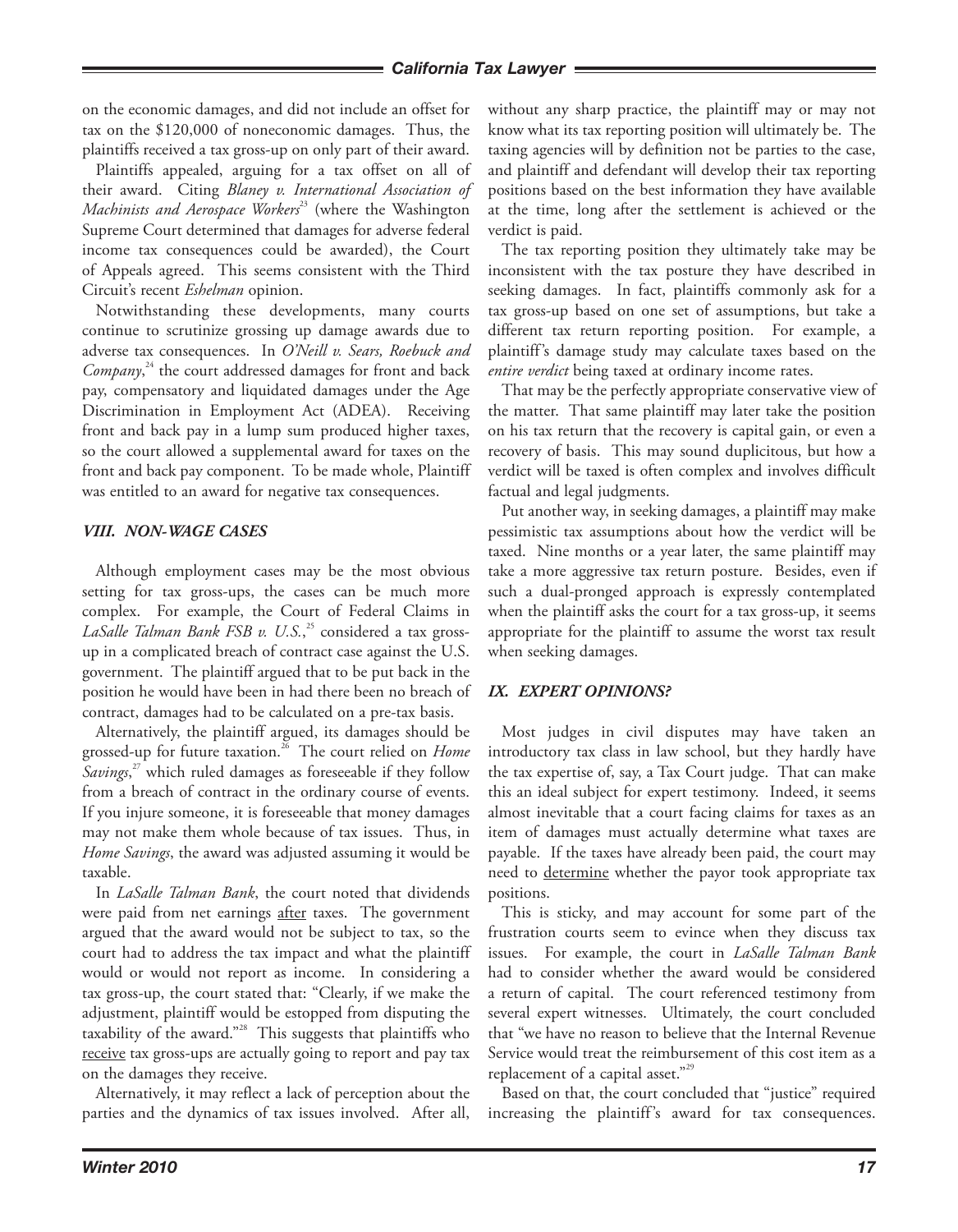on the economic damages, and did not include an offset for tax on the $120,000 of noneconomic damages. Thus, the plaintiffs received a tax gross-up on only part of their award.

Plaintiffs appealed, arguing for a tax offset on all of their award. Citing *Blaney v. International Association of Machinists and Aerospace Workers*[23] (where the Washington Supreme Court determined that damages for adverse federal income tax consequences could be awarded), the Court of Appeals agreed. This seems consistent with the Third Circuit's recent *Eshelman* opinion.

Notwithstanding these developments, many courts continue to scrutinize grossing up damage awards due to adverse tax consequences. In *O'Neill v. Sears, Roebuck and Company*,[24] the court addressed damages for front and back pay, compensatory and liquidated damages under the Age Discrimination in Employment Act (ADEA). Receiving front and back pay in a lump sum produced higher taxes, so the court allowed a supplemental award for taxes on the front and back pay component. To be made whole, Plaintiff was entitled to an award for negative tax consequences.

### *VIII. NON-WAGE CASES*

Although employment cases may be the most obvious setting for tax gross-ups, the cases can be much more complex. For example, the Court of Federal Claims in *LaSalle Talman Bank FSB v. U.S.*,[25] considered a tax gross-up in a complicated breach of contract case against the U.S. government. The plaintiff argued that to be put back in the position he would have been in had there been no breach of contract, damages had to be calculated on a pre-tax basis.

Alternatively, the plaintiff argued, its damages should be grossed-up for future taxation.[26] The court relied on *Home Savings*,[27] which ruled damages as foreseeable if they follow from a breach of contract in the ordinary course of events. If you injure someone, it is foreseeable that money damages may not make them whole because of tax issues. Thus, in *Home Savings*, the award was adjusted assuming it would be taxable.

In *LaSalle Talman Bank*, the court noted that dividends were paid from net earnings after taxes. The government argued that the award would not be subject to tax, so the court had to address the tax impact and what the plaintiff would or would not report as income. In considering a tax gross-up, the court stated that: "Clearly, if we make the adjustment, plaintiff would be estopped from disputing the taxability of the award."[28] This suggests that plaintiffs who receive tax gross-ups are actually going to report and pay tax on the damages they receive.

Alternatively, it may reflect a lack of perception about the parties and the dynamics of tax issues involved. After all, without any sharp practice, the plaintiff may or may not know what its tax reporting position will ultimately be. The taxing agencies will by definition not be parties to the case, and plaintiff and defendant will develop their tax reporting positions based on the best information they have available at the time, long after the settlement is achieved or the verdict is paid.

The tax reporting position they ultimately take may be inconsistent with the tax posture they have described in seeking damages. In fact, plaintiffs commonly ask for a tax gross-up based on one set of assumptions, but take a different tax return reporting position. For example, a plaintiff's damage study may calculate taxes based on the *entire verdict* being taxed at ordinary income rates.

That may be the perfectly appropriate conservative view of the matter. That same plaintiff may later take the position on his tax return that the recovery is capital gain, or even a recovery of basis. This may sound duplicitous, but how a verdict will be taxed is often complex and involves difficult factual and legal judgments.

Put another way, in seeking damages, a plaintiff may make pessimistic tax assumptions about how the verdict will be taxed. Nine months or a year later, the same plaintiff may take a more aggressive tax return posture. Besides, even if such a dual-pronged approach is expressly contemplated when the plaintiff asks the court for a tax gross-up, it seems appropriate for the plaintiff to assume the worst tax result when seeking damages.

### *IX. EXPERT OPINIONS?*

Most judges in civil disputes may have taken an introductory tax class in law school, but they hardly have the tax expertise of, say, a Tax Court judge. That can make this an ideal subject for expert testimony. Indeed, it seems almost inevitable that a court facing claims for taxes as an item of damages must actually determine what taxes are payable. If the taxes have already been paid, the court may need to determine whether the payor took appropriate tax positions.

This is sticky, and may account for some part of the frustration courts seem to evince when they discuss tax issues. For example, the court in *LaSalle Talman Bank* had to consider whether the award would be considered a return of capital. The court referenced testimony from several expert witnesses. Ultimately, the court concluded that "we have no reason to believe that the Internal Revenue Service would treat the reimbursement of this cost item as a replacement of a capital asset."[29]

Based on that, the court concluded that "justice" required increasing the plaintiff's award for tax consequences.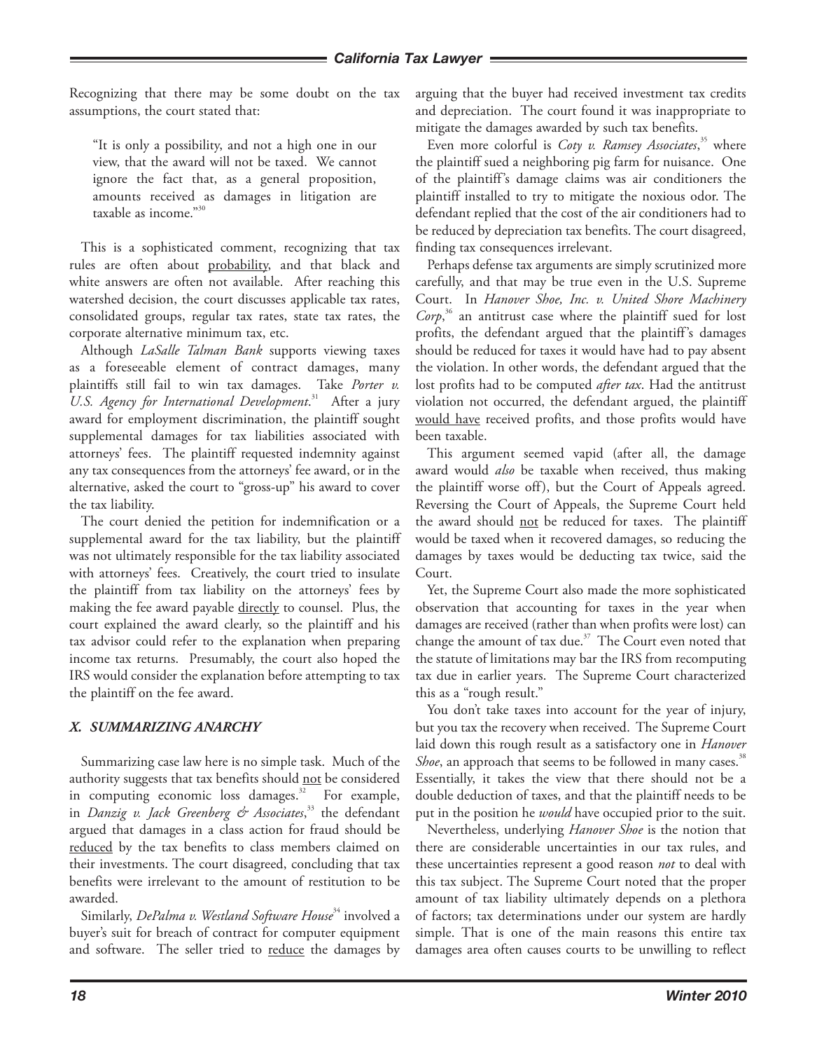Recognizing that there may be some doubt on the tax assumptions, the court stated that:

> "It is only a possibility, and not a high one in our view, that the award will not be taxed. We cannot ignore the fact that, as a general proposition, amounts received as damages in litigation are taxable as income."[30]

This is a sophisticated comment, recognizing that tax rules are often about probability, and that black and white answers are often not available. After reaching this watershed decision, the court discusses applicable tax rates, consolidated groups, regular tax rates, state tax rates, the corporate alternative minimum tax, etc.

Although *LaSalle Talman Bank* supports viewing taxes as a foreseeable element of contract damages, many plaintiffs still fail to win tax damages. Take *Porter v. U.S. Agency for International Development*.[31] After a jury award for employment discrimination, the plaintiff sought supplemental damages for tax liabilities associated with attorneys' fees. The plaintiff requested indemnity against any tax consequences from the attorneys' fee award, or in the alternative, asked the court to "gross-up" his award to cover the tax liability.

The court denied the petition for indemnification or a supplemental award for the tax liability, but the plaintiff was not ultimately responsible for the tax liability associated with attorneys' fees. Creatively, the court tried to insulate the plaintiff from tax liability on the attorneys' fees by making the fee award payable directly to counsel. Plus, the court explained the award clearly, so the plaintiff and his tax advisor could refer to the explanation when preparing income tax returns. Presumably, the court also hoped the IRS would consider the explanation before attempting to tax the plaintiff on the fee award.

## *X. SUMMARIZING ANARCHY*

Summarizing case law here is no simple task. Much of the authority suggests that tax benefits should not be considered in computing economic loss damages.[32] For example, in *Danzig v. Jack Greenberg & Associates*,[33] the defendant argued that damages in a class action for fraud should be reduced by the tax benefits to class members claimed on their investments. The court disagreed, concluding that tax benefits were irrelevant to the amount of restitution to be awarded.

Similarly, *DePalma v. Westland Software House*[34] involved a buyer's suit for breach of contract for computer equipment and software. The seller tried to reduce the damages by arguing that the buyer had received investment tax credits and depreciation. The court found it was inappropriate to mitigate the damages awarded by such tax benefits.

Even more colorful is *Coty v. Ramsey Associates*,[35] where the plaintiff sued a neighboring pig farm for nuisance. One of the plaintiff's damage claims was air conditioners the plaintiff installed to try to mitigate the noxious odor. The defendant replied that the cost of the air conditioners had to be reduced by depreciation tax benefits. The court disagreed, finding tax consequences irrelevant.

Perhaps defense tax arguments are simply scrutinized more carefully, and that may be true even in the U.S. Supreme Court. In *Hanover Shoe, Inc. v. United Shore Machinery Corp*,[36] an antitrust case where the plaintiff sued for lost profits, the defendant argued that the plaintiff's damages should be reduced for taxes it would have had to pay absent the violation. In other words, the defendant argued that the lost profits had to be computed *after tax*. Had the antitrust violation not occurred, the defendant argued, the plaintiff would have received profits, and those profits would have been taxable.

This argument seemed vapid (after all, the damage award would *also* be taxable when received, thus making the plaintiff worse off), but the Court of Appeals agreed. Reversing the Court of Appeals, the Supreme Court held the award should not be reduced for taxes. The plaintiff would be taxed when it recovered damages, so reducing the damages by taxes would be deducting tax twice, said the Court.

Yet, the Supreme Court also made the more sophisticated observation that accounting for taxes in the year when damages are received (rather than when profits were lost) can change the amount of tax due.[37] The Court even noted that the statute of limitations may bar the IRS from recomputing tax due in earlier years. The Supreme Court characterized this as a "rough result."

You don't take taxes into account for the year of injury, but you tax the recovery when received. The Supreme Court laid down this rough result as a satisfactory one in *Hanover Shoe*, an approach that seems to be followed in many cases.[38] Essentially, it takes the view that there should not be a double deduction of taxes, and that the plaintiff needs to be put in the position he *would* have occupied prior to the suit.

Nevertheless, underlying *Hanover Shoe* is the notion that there are considerable uncertainties in our tax rules, and these uncertainties represent a good reason *not* to deal with this tax subject. The Supreme Court noted that the proper amount of tax liability ultimately depends on a plethora of factors; tax determinations under our system are hardly simple. That is one of the main reasons this entire tax damages area often causes courts to be unwilling to reflect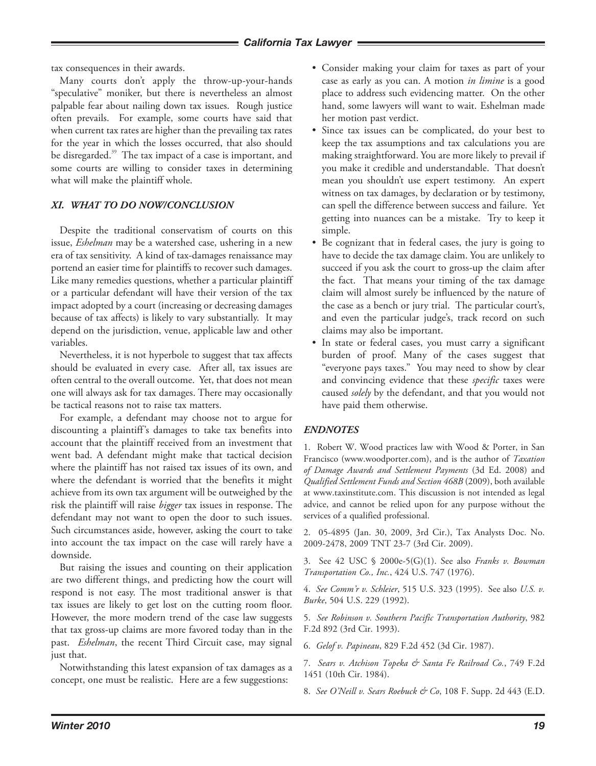tax consequences in their awards.

Many courts don't apply the throw-up-your-hands "speculative" moniker, but there is nevertheless an almost palpable fear about nailing down tax issues. Rough justice often prevails. For example, some courts have said that when current tax rates are higher than the prevailing tax rates for the year in which the losses occurred, that also should be disregarded.[39] The tax impact of a case is important, and some courts are willing to consider taxes in determining what will make the plaintiff whole.

### *XI. WHAT TO DO NOW/CONCLUSION*

Despite the traditional conservatism of courts on this issue, *Eshelman* may be a watershed case, ushering in a new era of tax sensitivity. A kind of tax-damages renaissance may portend an easier time for plaintiffs to recover such damages. Like many remedies questions, whether a particular plaintiff or a particular defendant will have their version of the tax impact adopted by a court (increasing or decreasing damages because of tax affects) is likely to vary substantially. It may depend on the jurisdiction, venue, applicable law and other variables.

Nevertheless, it is not hyperbole to suggest that tax affects should be evaluated in every case. After all, tax issues are often central to the overall outcome. Yet, that does not mean one will always ask for tax damages. There may occasionally be tactical reasons not to raise tax matters.

For example, a defendant may choose not to argue for discounting a plaintiff's damages to take tax benefits into account that the plaintiff received from an investment that went bad. A defendant might make that tactical decision where the plaintiff has not raised tax issues of its own, and where the defendant is worried that the benefits it might achieve from its own tax argument will be outweighed by the risk the plaintiff will raise *bigger* tax issues in response. The defendant may not want to open the door to such issues. Such circumstances aside, however, asking the court to take into account the tax impact on the case will rarely have a downside.

But raising the issues and counting on their application are two different things, and predicting how the court will respond is not easy. The most traditional answer is that tax issues are likely to get lost on the cutting room floor. However, the more modern trend of the case law suggests that tax gross-up claims are more favored today than in the past. *Eshelman*, the recent Third Circuit case, may signal just that.

Notwithstanding this latest expansion of tax damages as a concept, one must be realistic. Here are a few suggestions:

- Consider making your claim for taxes as part of your case as early as you can. A motion *in limine* is a good place to address such evidencing matter. On the other hand, some lawyers will want to wait. Eshelman made her motion past verdict.
- Since tax issues can be complicated, do your best to keep the tax assumptions and tax calculations you are making straightforward. You are more likely to prevail if you make it credible and understandable. That doesn't mean you shouldn't use expert testimony. An expert witness on tax damages, by declaration or by testimony, can spell the difference between success and failure. Yet getting into nuances can be a mistake. Try to keep it simple.
- Be cognizant that in federal cases, the jury is going to have to decide the tax damage claim. You are unlikely to succeed if you ask the court to gross-up the claim after the fact. That means your timing of the tax damage claim will almost surely be influenced by the nature of the case as a bench or jury trial. The particular court's, and even the particular judge's, track record on such claims may also be important.
- In state or federal cases, you must carry a significant burden of proof. Many of the cases suggest that "everyone pays taxes." You may need to show by clear and convincing evidence that these *specific* taxes were caused *solely* by the defendant, and that you would not have paid them otherwise.

### *ENDNOTES*

1. Robert W. Wood practices law with Wood & Porter, in San Francisco (www.woodporter.com), and is the author of *Taxation of Damage Awards and Settlement Payments* (3d Ed. 2008) and *Qualified Settlement Funds and Section 468B* (2009), both available at www.taxinstitute.com. This discussion is not intended as legal advice, and cannot be relied upon for any purpose without the services of a qualified professional.

2. 05-4895 (Jan. 30, 2009, 3rd Cir.), Tax Analysts Doc. No. 2009-2478, 2009 TNT 23-7 (3rd Cir. 2009).

3. See 42 USC § 2000e-5(G)(1). See also *Franks v. Bowman Transportation Co., Inc.*, 424 U.S. 747 (1976).

4. *See Comm'r v. Schleier*, 515 U.S. 323 (1995). See also *U.S. v. Burke*, 504 U.S. 229 (1992).

5. *See Robinson v. Southern Pacific Transportation Authority*, 982 F.2d 892 (3rd Cir. 1993).

6. *Gelof v. Papineau*, 829 F.2d 452 (3d Cir. 1987).

7. *Sears v. Atchison Topeka & Santa Fe Railroad Co.*, 749 F.2d 1451 (10th Cir. 1984).

8. *See O'Neill v. Sears Roebuck & Co*, 108 F. Supp. 2d 443 (E.D.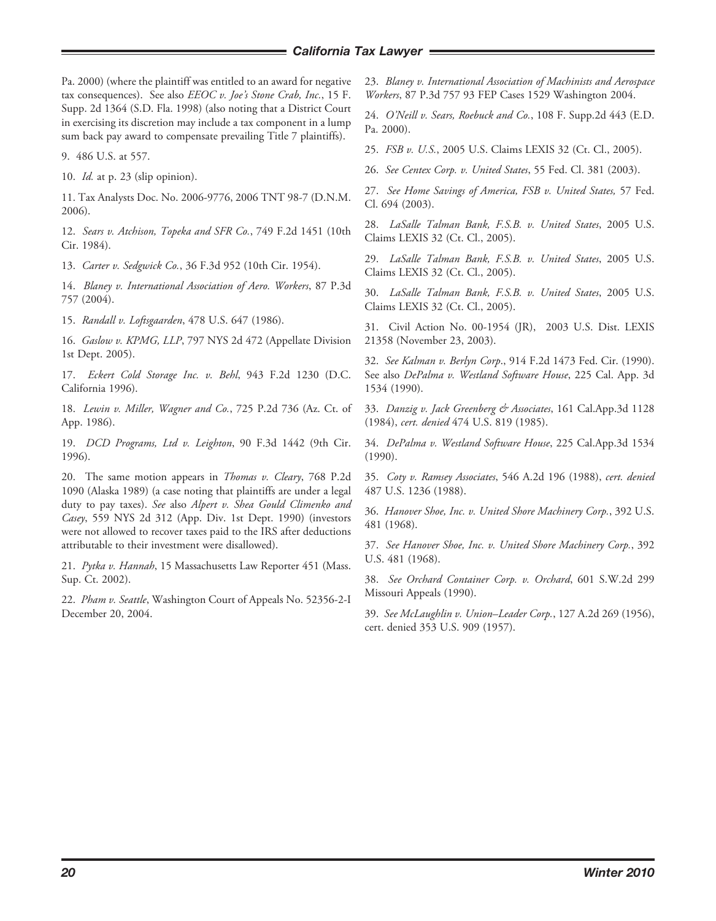Pa. 2000) (where the plaintiff was entitled to an award for negative tax consequences). See also *EEOC v. Joe's Stone Crab, Inc.*, 15 F. Supp. 2d 1364 (S.D. Fla. 1998) (also noting that a District Court in exercising its discretion may include a tax component in a lump sum back pay award to compensate prevailing Title 7 plaintiffs).

9. 486 U.S. at 557.

10. *Id.* at p. 23 (slip opinion).

11. Tax Analysts Doc. No. 2006-9776, 2006 TNT 98-7 (D.N.M. 2006).

12. *Sears v. Atchison, Topeka and SFR Co.*, 749 F.2d 1451 (10th Cir. 1984).

13. *Carter v. Sedgwick Co.*, 36 F.3d 952 (10th Cir. 1954).

14. *Blaney v. International Association of Aero. Workers*, 87 P.3d 757 (2004).

15. *Randall v. Loftsgaarden*, 478 U.S. 647 (1986).

16. *Gaslow v. KPMG, LLP*, 797 NYS 2d 472 (Appellate Division 1st Dept. 2005).

17. *Eckert Cold Storage Inc. v. Behl*, 943 F.2d 1230 (D.C. California 1996).

18. *Lewin v. Miller, Wagner and Co.*, 725 P.2d 736 (Az. Ct. of App. 1986).

19. *DCD Programs, Ltd v. Leighton*, 90 F.3d 1442 (9th Cir. 1996).

20. The same motion appears in *Thomas v. Cleary*, 768 P.2d 1090 (Alaska 1989) (a case noting that plaintiffs are under a legal duty to pay taxes). *See* also *Alpert v. Shea Gould Climenko and Casey*, 559 NYS 2d 312 (App. Div. 1st Dept. 1990) (investors were not allowed to recover taxes paid to the IRS after deductions attributable to their investment were disallowed).

21. *Pytka v. Hannah*, 15 Massachusetts Law Reporter 451 (Mass. Sup. Ct. 2002).

22. *Pham v. Seattle*, Washington Court of Appeals No. 52356-2-I December 20, 2004.

23. *Blaney v. International Association of Machinists and Aerospace Workers*, 87 P.3d 757 93 FEP Cases 1529 Washington 2004.

24. *O'Neill v. Sears, Roebuck and Co.*, 108 F. Supp.2d 443 (E.D. Pa. 2000).

25. *FSB v. U.S.*, 2005 U.S. Claims LEXIS 32 (Ct. Cl., 2005).

26. *See Centex Corp. v. United States*, 55 Fed. Cl. 381 (2003).

27. *See Home Savings of America, FSB v. United States,* 57 Fed. Cl. 694 (2003).

28. *LaSalle Talman Bank, F.S.B. v. United States*, 2005 U.S. Claims LEXIS 32 (Ct. Cl., 2005).

29. *LaSalle Talman Bank, F.S.B. v. United States*, 2005 U.S. Claims LEXIS 32 (Ct. Cl., 2005).

30. *LaSalle Talman Bank, F.S.B. v. United States*, 2005 U.S. Claims LEXIS 32 (Ct. Cl., 2005).

31. Civil Action No. 00-1954 (JR), 2003 U.S. Dist. LEXIS 21358 (November 23, 2003).

32. *See Kalman v. Berlyn Corp*., 914 F.2d 1473 Fed. Cir. (1990). See also *DePalma v. Westland Software House*, 225 Cal. App. 3d 1534 (1990).

33. *Danzig v. Jack Greenberg & Associates*, 161 Cal.App.3d 1128 (1984), *cert. denied* 474 U.S. 819 (1985).

34. *DePalma v. Westland Software House*, 225 Cal.App.3d 1534 (1990).

35. *Coty v. Ramsey Associates*, 546 A.2d 196 (1988), *cert. denied* 487 U.S. 1236 (1988).

36. *Hanover Shoe, Inc. v. United Shore Machinery Corp.*, 392 U.S. 481 (1968).

37. *See Hanover Shoe, Inc. v. United Shore Machinery Corp.*, 392 U.S. 481 (1968).

38. *See Orchard Container Corp. v. Orchard*, 601 S.W.2d 299 Missouri Appeals (1990).

39. *See McLaughlin v. Union–Leader Corp.*, 127 A.2d 269 (1956), cert. denied 353 U.S. 909 (1957).